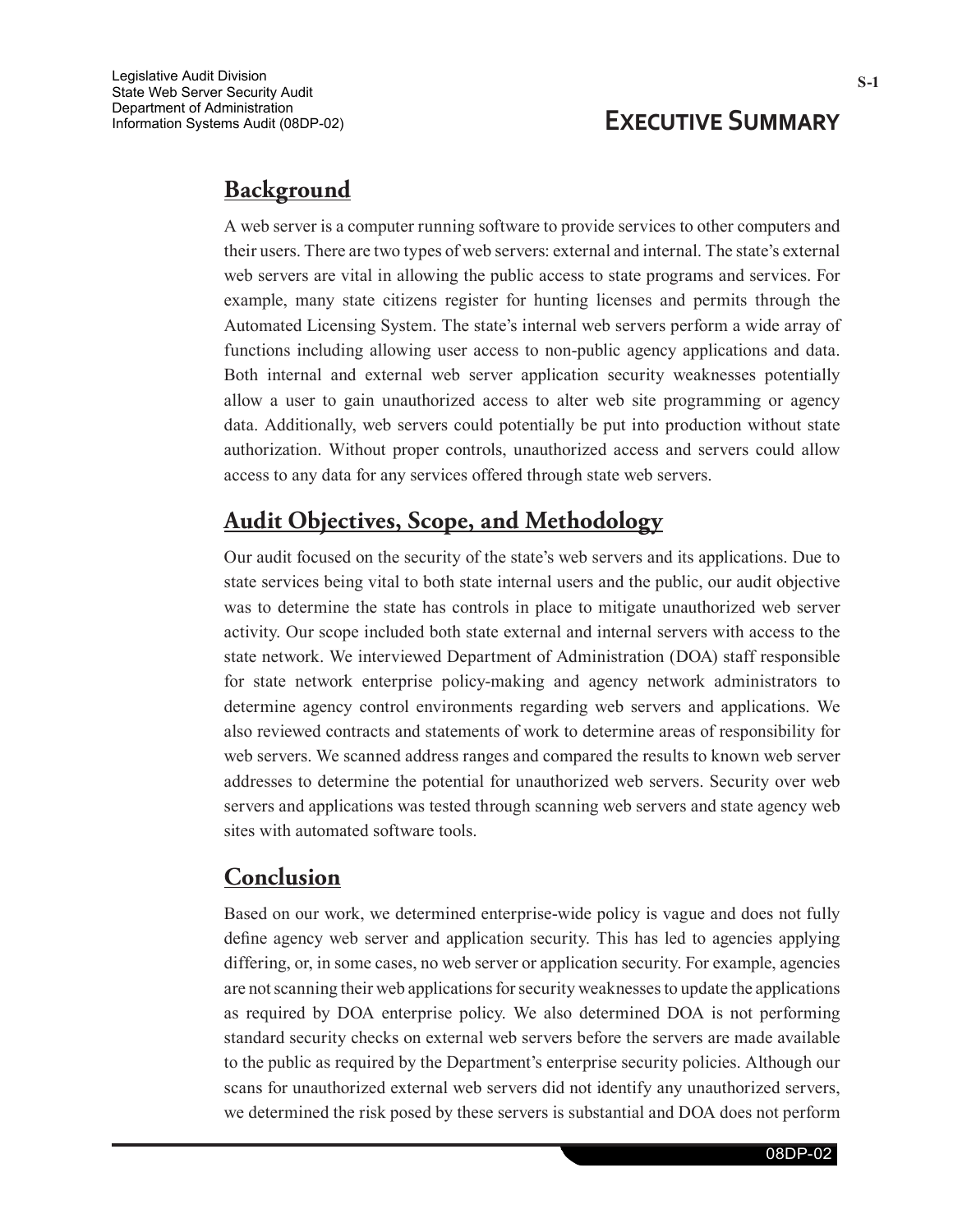# Executive Summary

## Background

A web server is a computer running software to provide services to other computers and their users. There are two types of web servers: external and internal. The state's external web servers are vital in allowing the public access to state programs and services. For example, many state citizens register for hunting licenses and permits through the Automated Licensing System. The state's internal web servers perform a wide array of functions including allowing user access to non-public agency applications and data. Both internal and external web server application security weaknesses potentially allow a user to gain unauthorized access to alter web site programming or agency data. Additionally, web servers could potentially be put into production without state authorization. Without proper controls, unauthorized access and servers could allow access to any data for any services offered through state web servers.

## Audit Objectives, Scope, and Methodology

Our audit focused on the security of the state's web servers and its applications. Due to state services being vital to both state internal users and the public, our audit objective was to determine the state has controls in place to mitigate unauthorized web server activity. Our scope included both state external and internal servers with access to the state network. We interviewed Department of Administration (DOA) staff responsible for state network enterprise policy-making and agency network administrators to determine agency control environments regarding web servers and applications. We also reviewed contracts and statements of work to determine areas of responsibility for web servers. We scanned address ranges and compared the results to known web server addresses to determine the potential for unauthorized web servers. Security over web servers and applications was tested through scanning web servers and state agency web sites with automated software tools.

## Conclusion

Based on our work, we determined enterprise-wide policy is vague and does not fully define agency web server and application security. This has led to agencies applying differing, or, in some cases, no web server or application security. For example, agencies are not scanning their web applications for security weaknesses to update the applications as required by DOA enterprise policy. We also determined DOA is not performing standard security checks on external web servers before the servers are made available to the public as required by the Department's enterprise security policies. Although our scans for unauthorized external web servers did not identify any unauthorized servers, we determined the risk posed by these servers is substantial and DOA does not perform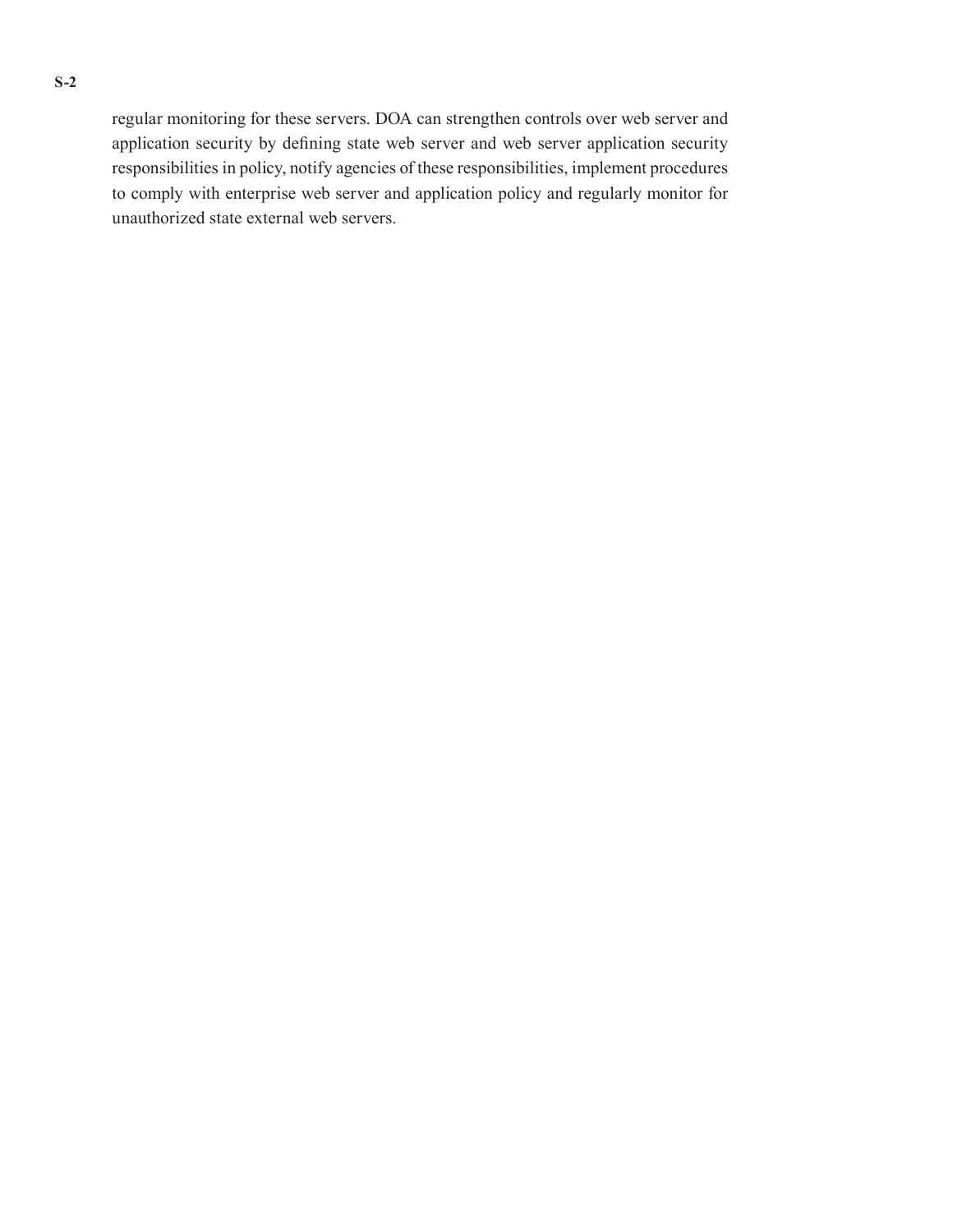regular monitoring for these servers. DOA can strengthen controls over web server and application security by defining state web server and web server application security responsibilities in policy, notify agencies of these responsibilities, implement procedures to comply with enterprise web server and application policy and regularly monitor for unauthorized state external web servers.